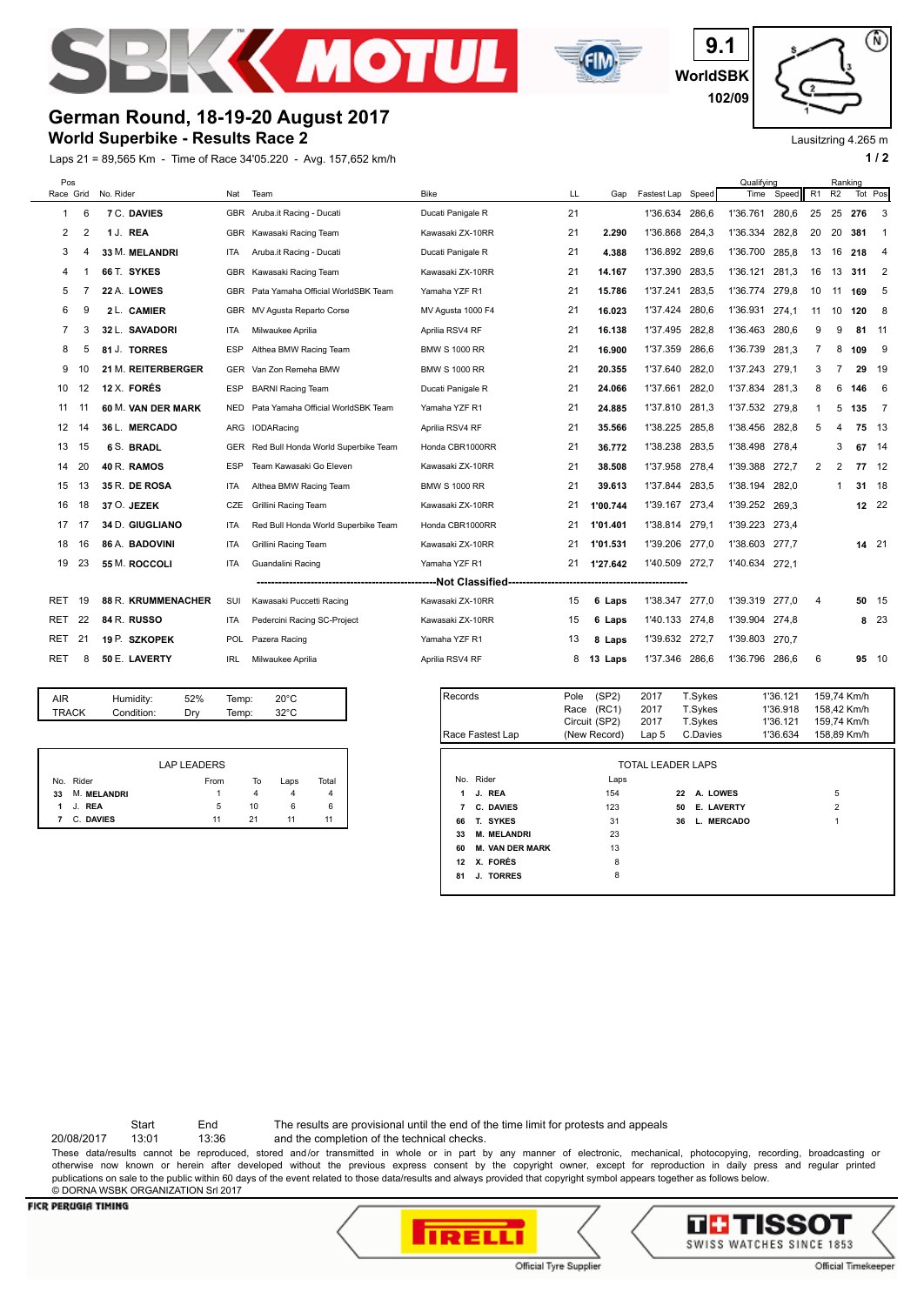# German Round, 18-19-20 August 2017

## World Superbike - Results Race 2

9.1
WorldSBK
102/09

Lausitzring 4.265 m

Laps 21 = 89,565 Km - Time of Race 34'05.220 - Avg. 157,652 km/h

| Pos Race | Pos Grid | No. | Rider | Nat | Team | Bike | LL | Gap | Fastest Lap | Speed | Qualifying Time | Qualifying Speed | Ranking R1 | Ranking R2 | Ranking Tot | Ranking Pos |
|---|---|---|---|---|---|---|---|---|---|---|---|---|---|---|---|---|
| 1 | 6 | 7 | C. DAVIES | GBR | Aruba.it Racing - Ducati | Ducati Panigale R | 21 | | 1'36.634 | 286,6 | 1'36.761 | 280,6 | 25 | 25 | 276 | 3 |
| 2 | 2 | 1 | J. REA | GBR | Kawasaki Racing Team | Kawasaki ZX-10RR | 21 | 2.290 | 1'36.868 | 284,3 | 1'36.334 | 282,8 | 20 | 20 | 381 | 1 |
| 3 | 4 | 33 | M. MELANDRI | ITA | Aruba.it Racing - Ducati | Ducati Panigale R | 21 | 4.388 | 1'36.892 | 289,6 | 1'36.700 | 285,8 | 13 | 16 | 218 | 4 |
| 4 | 1 | 66 | T. SYKES | GBR | Kawasaki Racing Team | Kawasaki ZX-10RR | 21 | 14.167 | 1'37.390 | 283,5 | 1'36.121 | 281,3 | 16 | 13 | 311 | 2 |
| 5 | 7 | 22 | A. LOWES | GBR | Pata Yamaha Official WorldSBK Team | Yamaha YZF R1 | 21 | 15.786 | 1'37.241 | 283,5 | 1'36.774 | 279,8 | 10 | 11 | 169 | 5 |
| 6 | 9 | 2 | L. CAMIER | GBR | MV Agusta Reparto Corse | MV Agusta 1000 F4 | 21 | 16.023 | 1'37.424 | 280,6 | 1'36.931 | 274,1 | 11 | 10 | 120 | 8 |
| 7 | 3 | 32 | L. SAVADORI | ITA | Milwaukee Aprilia | Aprilia RSV4 RF | 21 | 16.138 | 1'37.495 | 282,8 | 1'36.463 | 280,6 | 9 | 9 | 81 | 11 |
| 8 | 5 | 81 | J. TORRES | ESP | Althea BMW Racing Team | BMW S 1000 RR | 21 | 16.900 | 1'37.359 | 286,6 | 1'36.739 | 281,3 | 7 | 8 | 109 | 9 |
| 9 | 10 | 21 | M. REITERBERGER | GER | Van Zon Remeha BMW | BMW S 1000 RR | 21 | 20.355 | 1'37.640 | 282,0 | 1'37.243 | 279,1 | 3 | 7 | 29 | 19 |
| 10 | 12 | 12 | X. FORÉS | ESP | BARNI Racing Team | Ducati Panigale R | 21 | 24.066 | 1'37.661 | 282,0 | 1'37.834 | 281,3 | 8 | 6 | 146 | 6 |
| 11 | 11 | 60 | M. VAN DER MARK | NED | Pata Yamaha Official WorldSBK Team | Yamaha YZF R1 | 21 | 24.885 | 1'37.810 | 281,3 | 1'37.532 | 279,8 | 1 | 5 | 135 | 7 |
| 12 | 14 | 36 | L. MERCADO | ARG | IODARacing | Aprilia RSV4 RF | 21 | 35.566 | 1'38.225 | 285,8 | 1'38.456 | 282,8 | 5 | 4 | 75 | 13 |
| 13 | 15 | 6 | S. BRADL | GER | Red Bull Honda World Superbike Team | Honda CBR1000RR | 21 | 36.772 | 1'38.238 | 283,5 | 1'38.498 | 278,4 | | 3 | 67 | 14 |
| 14 | 20 | 40 | R. RAMOS | ESP | Team Kawasaki Go Eleven | Kawasaki ZX-10RR | 21 | 38.508 | 1'37.958 | 278,4 | 1'39.388 | 272,7 | 2 | 2 | 77 | 12 |
| 15 | 13 | 35 | R. DE ROSA | ITA | Althea BMW Racing Team | BMW S 1000 RR | 21 | 39.613 | 1'37.844 | 283,5 | 1'38.194 | 282,0 | | 1 | 31 | 18 |
| 16 | 18 | 37 | O. JEZEK | CZE | Grillini Racing Team | Kawasaki ZX-10RR | 21 | 1'00.744 | 1'39.167 | 273,4 | 1'39.252 | 269,3 | | | 12 | 22 |
| 17 | 17 | 34 | D. GIUGLIANO | ITA | Red Bull Honda World Superbike Team | Honda CBR1000RR | 21 | 1'01.401 | 1'38.814 | 279,1 | 1'39.223 | 273,4 | | | | |
| 18 | 16 | 86 | A. BADOVINI | ITA | Grillini Racing Team | Kawasaki ZX-10RR | 21 | 1'01.531 | 1'39.206 | 277,0 | 1'38.603 | 277,7 | | | 14 | 21 |
| 19 | 23 | 55 | M. ROCCOLI | ITA | Guandalini Racing | Yamaha YZF R1 | 21 | 1'27.642 | 1'40.509 | 272,7 | 1'40.634 | 272,1 | | | | |
| **Not Classified** | | | | | | | | | | | | | | | | |
| RET | 19 | 88 | R. KRUMMENACHER | SUI | Kawasaki Puccetti Racing | Kawasaki ZX-10RR | 15 | 6 Laps | 1'38.347 | 277,0 | 1'39.319 | 277,0 | 4 | | 50 | 15 |
| RET | 22 | 84 | R. RUSSO | ITA | Pedercini Racing SC-Project | Kawasaki ZX-10RR | 15 | 6 Laps | 1'40.133 | 274,8 | 1'39.904 | 274,8 | | | 8 | 23 |
| RET | 21 | 19 | P. SZKOPEK | POL | Pazera Racing | Yamaha YZF R1 | 13 | 8 Laps | 1'39.632 | 272,7 | 1'39.803 | 270,7 | | | | |
| RET | 8 | 50 | E. LAVERTY | IRL | Milwaukee Aprilia | Aprilia RSV4 RF | 8 | 13 Laps | 1'37.346 | 286,6 | 1'36.796 | 286,6 | 6 | | 95 | 10 |

| | | | | |
|---|---|---|---|---|
| AIR | Humidity: | 52% | Temp: | 20°C |
| TRACK | Condition: | Dry | Temp: | 32°C |

| Records | | | | | |
|---|---|---|---|---|---|
| Pole (SP2) | 2017 | T.Sykes | 1'36.121 | 159,74 Km/h |
| Race (RC1) | 2017 | T.Sykes | 1'36.918 | 158,42 Km/h |
| Circuit (SP2) | 2017 | T.Sykes | 1'36.121 | 159,74 Km/h |
| Race Fastest Lap | (New Record) | Lap 5 | C.Davies | 1'36.634 | 158,89 Km/h |

**LAP LEADERS**

| No. | Rider | From | To | Laps | Total |
|---|---|---|---|---|---|
| 33 | M. MELANDRI | 1 | 4 | 4 | 4 |
| 1 | J. REA | 5 | 10 | 6 | 6 |
| 7 | C. DAVIES | 11 | 21 | 11 | 11 |

**TOTAL LEADER LAPS**

| No. | Rider | Laps | No. | Rider | Laps |
|---|---|---|---|---|---|
| 1 | J. REA | 154 | 22 | A. LOWES | 5 |
| 7 | C. DAVIES | 123 | 50 | E. LAVERTY | 2 |
| 66 | T. SYKES | 31 | 36 | L. MERCADO | 1 |
| 33 | M. MELANDRI | 23 | | | |
| 60 | M. VAN DER MARK | 13 | | | |
| 12 | X. FORÉS | 8 | | | |
| 81 | J. TORRES | 8 | | | |

| | Start | End |
|---|---|---|
| 20/08/2017 | 13:01 | 13:36 |

The results are provisional until the end of the time limit for protests and appeals and the completion of the technical checks.

These data/results cannot be reproduced, stored and/or transmitted in whole or in part by any manner of electronic, mechanical, photocopying, recording, broadcasting or otherwise now known or herein after developed without the previous express consent by the copyright owner, except for reproduction in daily press and regular printed publications on sale to the public within 60 days of the event related to those data/results and always provided that copyright symbol appears together as follows below.

© DORNA WSBK ORGANIZATION Srl 2017

FICR PERUGIA TIMING

Official Tyre Supplier

TISSOT SWISS WATCHES SINCE 1853 Official Timekeeper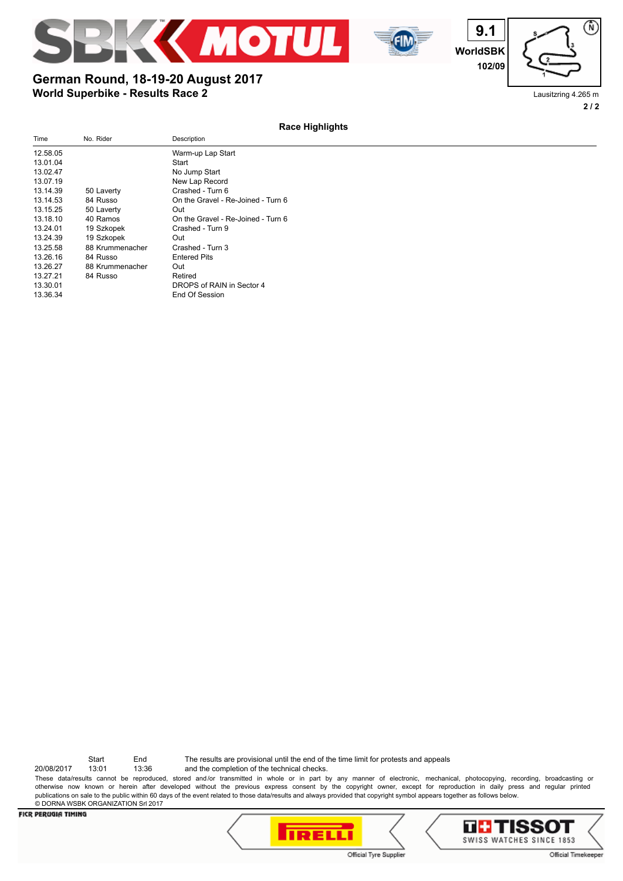# German Round, 18-19-20 August 2017

## World Superbike - Results Race 2

9.1

WorldSBK

102/09

Lausitzring 4.265 m

### Race Highlights

| Time | No. Rider | Description |
|---|---|---|
| 12.58.05 | | Warm-up Lap Start |
| 13.01.04 | | Start |
| 13.02.47 | | No Jump Start |
| 13.07.19 | | New Lap Record |
| 13.14.39 | 50 Laverty | Crashed - Turn 6 |
| 13.14.53 | 84 Russo | On the Gravel - Re-Joined - Turn 6 |
| 13.15.25 | 50 Laverty | Out |
| 13.18.10 | 40 Ramos | On the Gravel - Re-Joined - Turn 6 |
| 13.24.01 | 19 Szkopek | Crashed - Turn 9 |
| 13.24.39 | 19 Szkopek | Out |
| 13.25.58 | 88 Krummenacher | Crashed - Turn 3 |
| 13.26.16 | 84 Russo | Entered Pits |
| 13.26.27 | 88 Krummenacher | Out |
| 13.27.21 | 84 Russo | Retired |
| 13.30.01 | | DROPS of RAIN in Sector 4 |
| 13.36.34 | | End Of Session |

| | Start | End |
|---|---|---|
| 20/08/2017 | 13:01 | 13:36 |

The results are provisional until the end of the time limit for protests and appeals and the completion of the technical checks.

These data/results cannot be reproduced, stored and/or transmitted in whole or in part by any manner of electronic, mechanical, photocopying, recording, broadcasting or otherwise now known or herein after developed without the previous express consent by the copyright owner, except for reproduction in daily press and regular printed publications on sale to the public within 60 days of the event related to those data/results and always provided that copyright symbol appears together as follows below.

© DORNA WSBK ORGANIZATION Srl 2017

FICR PERUGIA TIMING

Official Tyre Supplier

Official Timekeeper